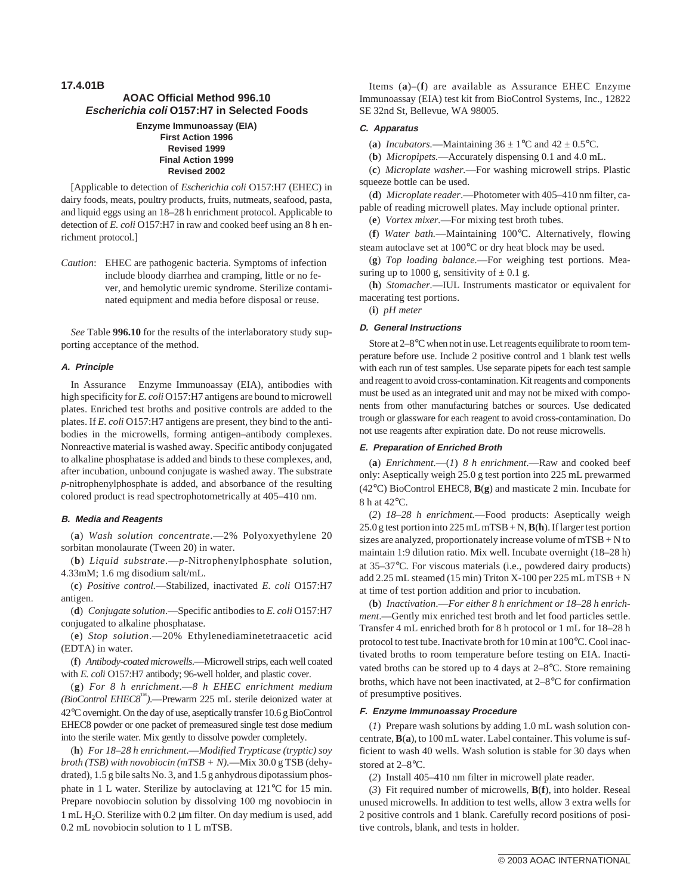**17.4.01B**

## AOAC Official Method 996.10
## *Escherichia coli* O157:H7 in Selected Foods

**Enzyme Immunoassay (EIA)**
**First Action 1996**
**Revised 1999**
**Final Action 1999**
**Revised 2002**

[Applicable to detection of *Escherichia coli* O157:H7 (EHEC) in dairy foods, meats, poultry products, fruits, nutmeats, seafood, pasta, and liquid eggs using an 18–28 h enrichment protocol. Applicable to detection of *E. coli* O157:H7 in raw and cooked beef using an 8 h enrichment protocol.]

*Caution*: EHEC are pathogenic bacteria. Symptoms of infection include bloody diarrhea and cramping, little or no fever, and hemolytic uremic syndrome. Sterilize contaminated equipment and media before disposal or reuse.

*See* Table **996.10** for the results of the interlaboratory study supporting acceptance of the method.

### *A. Principle*

In Assurance Enzyme Immunoassay (EIA), antibodies with high specificity for *E. coli* O157:H7 antigens are bound to microwell plates. Enriched test broths and positive controls are added to the plates. If *E. coli* O157:H7 antigens are present, they bind to the antibodies in the microwells, forming antigen–antibody complexes. Nonreactive material is washed away. Specific antibody conjugated to alkaline phosphatase is added and binds to these complexes, and, after incubation, unbound conjugate is washed away. The substrate *p*-nitrophenylphosphate is added, and absorbance of the resulting colored product is read spectrophotometrically at 405–410 nm.

### *B. Media and Reagents*

(**a**) *Wash solution concentrate*.—2% Polyoxyethylene 20 sorbitan monolaurate (Tween 20) in water.

(**b**) *Liquid substrate*.—*p*-Nitrophenylphosphate solution, 4.33mM; 1.6 mg disodium salt/mL.

(**c**) *Positive control*.—Stabilized, inactivated *E. coli* O157:H7 antigen.

(**d**) *Conjugate solution*.—Specific antibodies to *E. coli* O157:H7 conjugated to alkaline phosphatase.

(**e**) *Stop solution*.—20% Ethylenediaminetetraacetic acid (EDTA) in water.

(**f**) *Antibody-coated microwells*.—Microwell strips, each well coated with *E. coli* O157:H7 antibody; 96-well holder, and plastic cover.

(**g**) *For 8 h enrichment*.—*8 h EHEC enrichment medium (BioControl EHEC8™)*.—Prewarm 225 mL sterile deionized water at 42°C overnight. On the day of use, aseptically transfer 10.6 g BioControl EHEC8 powder or one packet of premeasured single test dose medium into the sterile water. Mix gently to dissolve powder completely.

(**h**) *For 18–28 h enrichment*.—*Modified Trypticase (tryptic) soy broth (TSB) with novobiocin (mTSB + N)*.—Mix 30.0 g TSB (dehydrated), 1.5 g bile salts No. 3, and 1.5 g anhydrous dipotassium phosphate in 1 L water. Sterilize by autoclaving at 121°C for 15 min. Prepare novobiocin solution by dissolving 100 mg novobiocin in 1 mL $H_2O$. Sterilize with 0.2 μm filter. On day medium is used, add 0.2 mL novobiocin solution to 1 L mTSB.

Items (**a**)–(**f**) are available as Assurance EHEC Enzyme Immunoassay (EIA) test kit from BioControl Systems, Inc., 12822 SE 32nd St, Bellevue, WA 98005.

### *C. Apparatus*

(**a**) *Incubators*.—Maintaining 36 ± 1°C and 42 ± 0.5°C.

(**b**) *Micropipets*.—Accurately dispensing 0.1 and 4.0 mL.

(**c**) *Microplate washer*.—For washing microwell strips. Plastic squeeze bottle can be used.

(**d**) *Microplate reader*.—Photometer with 405–410 nm filter, capable of reading microwell plates. May include optional printer.

(**e**) *Vortex mixer*.—For mixing test broth tubes.

(**f**) *Water bath*.—Maintaining 100°C. Alternatively, flowing steam autoclave set at 100°C or dry heat block may be used.

(**g**) *Top loading balance*.—For weighing test portions. Measuring up to 1000 g, sensitivity of ± 0.1 g.

(**h**) *Stomacher*.—IUL Instruments masticator or equivalent for macerating test portions.

(**i**) *pH meter*

### *D. General Instructions*

Store at 2–8°C when not in use. Let reagents equilibrate to room temperature before use. Include 2 positive control and 1 blank test wells with each run of test samples. Use separate pipets for each test sample and reagent to avoid cross-contamination. Kit reagents and components must be used as an integrated unit and may not be mixed with components from other manufacturing batches or sources. Use dedicated trough or glassware for each reagent to avoid cross-contamination. Do not use reagents after expiration date. Do not reuse microwells.

### *E. Preparation of Enriched Broth*

(**a**) *Enrichment*.—(*1*) *8 h enrichment*.—Raw and cooked beef only: Aseptically weigh 25.0 g test portion into 225 mL prewarmed (42°C) BioControl EHEC8, **B**(**g**) and masticate 2 min. Incubate for 8 h at 42°C.

(*2*) *18–28 h enrichment*.—Food products: Aseptically weigh 25.0 g test portion into 225 mL mTSB + N, **B**(**h**). If larger test portion sizes are analyzed, proportionately increase volume of mTSB + N to maintain 1:9 dilution ratio. Mix well. Incubate overnight (18–28 h) at 35–37°C. For viscous materials (i.e., powdered dairy products) add 2.25 mL steamed (15 min) Triton X-100 per 225 mL mTSB + N at time of test portion addition and prior to incubation.

(**b**) *Inactivation*.—*For either 8 h enrichment or 18–28 h enrichment*.—Gently mix enriched test broth and let food particles settle. Transfer 4 mL enriched broth for 8 h protocol or 1 mL for 18–28 h protocol to test tube. Inactivate broth for 10 min at 100°C. Cool inactivated broths to room temperature before testing on EIA. Inactivated broths can be stored up to 4 days at 2–8°C. Store remaining broths, which have not been inactivated, at 2–8°C for confirmation of presumptive positives.

### *F. Enzyme Immunoassay Procedure*

(*1*) Prepare wash solutions by adding 1.0 mL wash solution concentrate, **B**(**a**), to 100 mL water. Label container. This volume is sufficient to wash 40 wells. Wash solution is stable for 30 days when stored at 2–8°C.

(*2*) Install 405–410 nm filter in microwell plate reader.

(*3*) Fit required number of microwells, **B**(**f**), into holder. Reseal unused microwells. In addition to test wells, allow 3 extra wells for 2 positive controls and 1 blank. Carefully record positions of positive controls, blank, and tests in holder.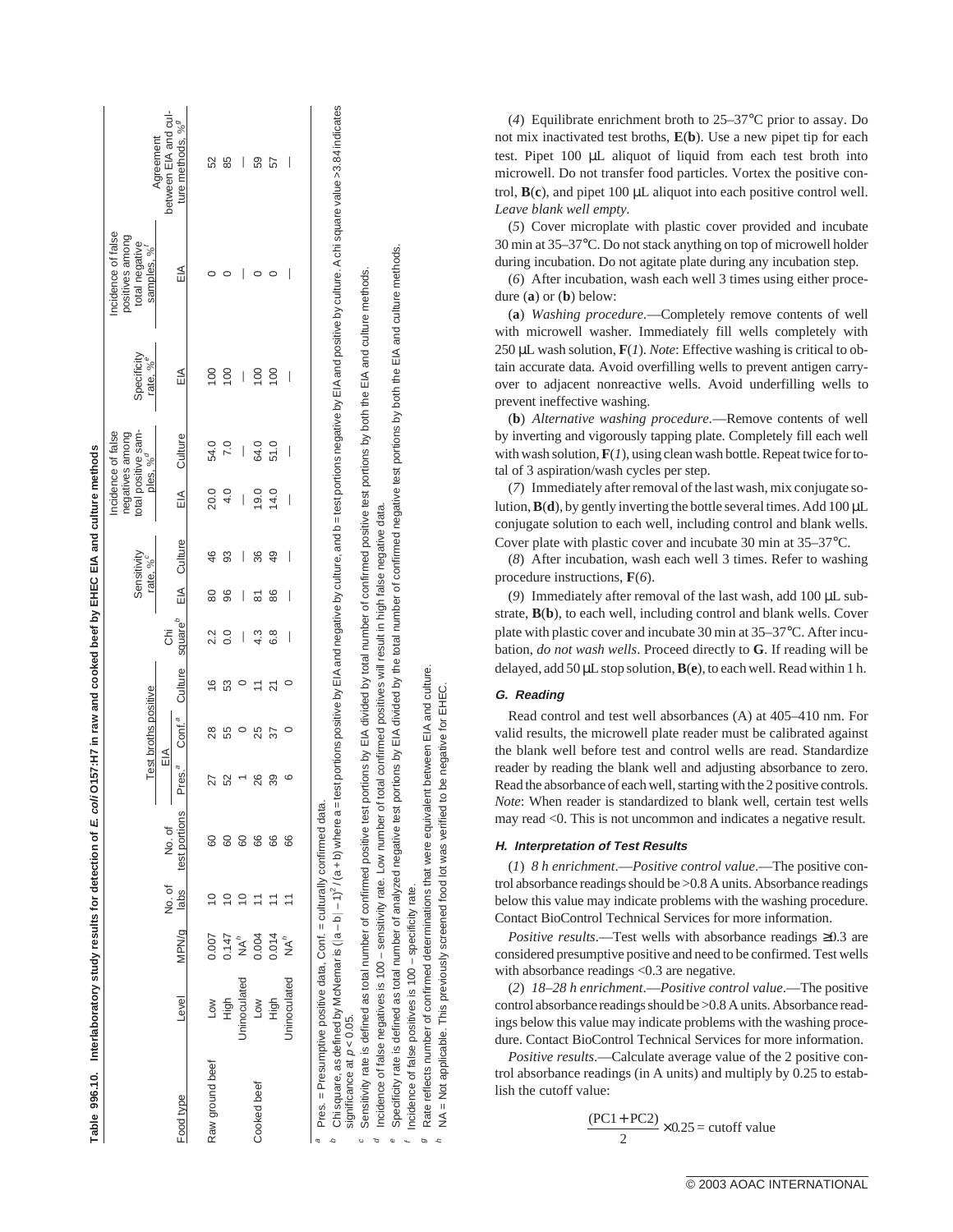**Table 996.10. Interlaboratory study results for detection of *E. coli* O157:H7 in raw and cooked beef by EHEC EIA and culture methods**

| Food type | Level | MPN/g | No. of labs | No. of test portions | Test broths positive | | | Chi square[b] | Sensitivity rate, %[c] | | Incidence of false negatives among total positive samples, %[d] | | Specificity rate, %[e] | Incidence of false positives among total negative samples, %[f] | Agreement between EIA and culture methods, %[g] |
|---|---|---|---|---|---|---|---|---|---|---|---|---|---|---|---|
| | | | | | EIA | | Culture | | EIA | Culture | EIA | Culture | EIA | EIA | |
| | | | | | Pres.[a] | Conf.[a] | | | | | | | | | |
| Raw ground beef | Low | 0.007 | 10 | 60 | 27 | 28 | 16 | 2.2 | 80 | 46 | 20.0 | 54.0 | 100 | 0 | 52 |
| | High | 0.147 | 10 | 60 | 52 | 55 | 53 | 0.0 | 96 | 93 | 4.0 | 7.0 | 100 | 0 | 85 |
| | Uninoculated | NA[h] | 10 | 60 | 1 | 0 | 0 | — | — | — | — | — | — | — | — |
| Cooked beef | Low | 0.004 | 11 | 66 | 26 | 25 | 11 | 4.3 | 81 | 36 | 19.0 | 64.0 | 100 | 0 | 59 |
| | High | 0.014 | 11 | 66 | 39 | 37 | 21 | 6.8 | 86 | 49 | 14.0 | 51.0 | 100 | 0 | 57 |
| | Uninoculated | NA[h] | 11 | 66 | 6 | 0 | 0 | — | — | — | — | — | — | — | — |

[a] Pres. = Presumptive positive data, Conf. = culturally confirmed data.

[b] Chi square, as defined by McNemar is $(|a - b| - 1)^2 / (a + b)$ where a = test portions positive by EIA and negative by culture, and b = test portions negative by EIA and positive by culture. A chi square value >3.84 indicates significance at $p < 0.05$.

[c] Sensitivity rate is defined as total number of confirmed positive test portions by EIA divided by total number of confirmed positive test portions by both the EIA and culture methods.

[d] Incidence of false negatives is 100 – sensitivity rate. Low number of total confirmed positives will result in high false negative data.

[e] Specificity rate is defined as total number of analyzed negative test portions by EIA divided by the total number of confirmed negative test portions by both the EIA and culture methods.

[f] Incidence of false positives is 100 – specificity rate.

[g] Rate reflects number of confirmed determinations that were equivalent between EIA and culture.

[h] NA = Not applicable. This previously screened food lot was verified to be negative for EHEC.

(*4*) Equilibrate enrichment broth to 25–37°C prior to assay. Do not mix inactivated test broths, **E**(**b**). Use a new pipet tip for each test. Pipet 100 µL aliquot of liquid from each test broth into microwell. Do not transfer food particles. Vortex the positive control, **B**(**c**), and pipet 100 µL aliquot into each positive control well. *Leave blank well empty*.

(*5*) Cover microplate with plastic cover provided and incubate 30 min at 35–37°C. Do not stack anything on top of microwell holder during incubation. Do not agitate plate during any incubation step.

(*6*) After incubation, wash each well 3 times using either procedure (**a**) or (**b**) below:

(**a**) *Washing procedure*.—Completely remove contents of well with microwell washer. Immediately fill wells completely with 250 µL wash solution, **F**(*1*). *Note*: Effective washing is critical to obtain accurate data. Avoid overfilling wells to prevent antigen carryover to adjacent nonreactive wells. Avoid underfilling wells to prevent ineffective washing.

(**b**) *Alternative washing procedure*.—Remove contents of well by inverting and vigorously tapping plate. Completely fill each well with wash solution, **F**(*1*), using clean wash bottle. Repeat twice for total of 3 aspiration/wash cycles per step.

(*7*) Immediately after removal of the last wash, mix conjugate solution, **B**(**d**), by gently inverting the bottle several times. Add 100 µL conjugate solution to each well, including control and blank wells. Cover plate with plastic cover and incubate 30 min at 35–37°C.

(*8*) After incubation, wash each well 3 times. Refer to washing procedure instructions, **F**(*6*).

(*9*) Immediately after removal of the last wash, add 100 µL substrate, **B**(**b**), to each well, including control and blank wells. Cover plate with plastic cover and incubate 30 min at 35–37°C. After incubation, *do not wash wells*. Proceed directly to **G**. If reading will be delayed, add 50 µL stop solution, **B**(**e**), to each well. Read within 1 h.

#### *G. Reading*

Read control and test well absorbances (A) at 405–410 nm. For valid results, the microwell plate reader must be calibrated against the blank well before test and control wells are read. Standardize reader by reading the blank well and adjusting absorbance to zero. Read the absorbance of each well, starting with the 2 positive controls. *Note*: When reader is standardized to blank well, certain test wells may read <0. This is not uncommon and indicates a negative result.

#### *H. Interpretation of Test Results*

(*1*) *8 h enrichment*.—*Positive control value*.—The positive control absorbance readings should be >0.8 A units. Absorbance readings below this value may indicate problems with the washing procedure. Contact BioControl Technical Services for more information.

*Positive results*.—Test wells with absorbance readings ≥0.3 are considered presumptive positive and need to be confirmed. Test wells with absorbance readings <0.3 are negative.

(*2*) *18–28 h enrichment*.—*Positive control value*.—The positive control absorbance readings should be >0.8 A units. Absorbance readings below this value may indicate problems with the washing procedure. Contact BioControl Technical Services for more information.

*Positive results*.—Calculate average value of the 2 positive control absorbance readings (in A units) and multiply by 0.25 to establish the cutoff value:

$$\frac{(PC1 + PC2)}{2} \times 0.25 = \text{cutoff value}$$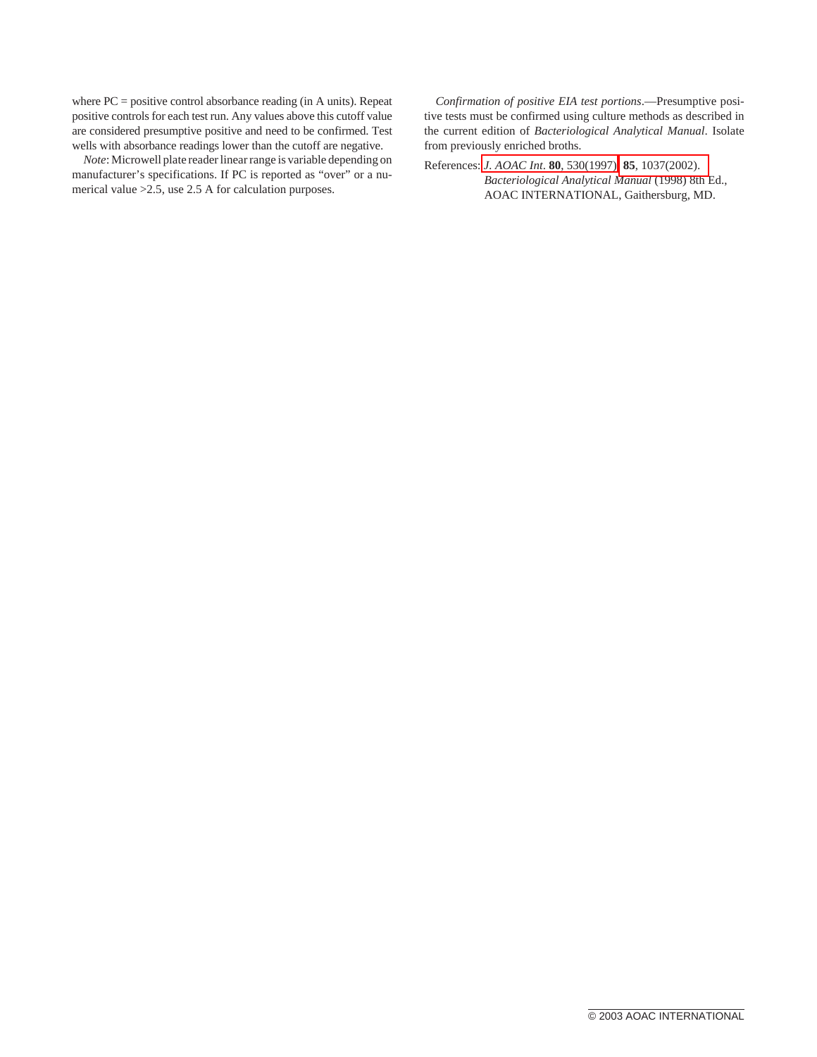where PC = positive control absorbance reading (in A units). Repeat positive controls for each test run. Any values above this cutoff value are considered presumptive positive and need to be confirmed. Test wells with absorbance readings lower than the cutoff are negative.

*Note*: Microwell plate reader linear range is variable depending on manufacturer's specifications. If PC is reported as "over" or a numerical value >2.5, use 2.5 A for calculation purposes.

*Confirmation of positive EIA test portions*.—Presumptive positive tests must be confirmed using culture methods as described in the current edition of *Bacteriological Analytical Manual*. Isolate from previously enriched broths.

References: *J. AOAC Int.* **80**, 530(1997), **85**, 1037(2002).
*Bacteriological Analytical Manual* (1998) 8th Ed., AOAC INTERNATIONAL, Gaithersburg, MD.

© 2003 AOAC INTERNATIONAL